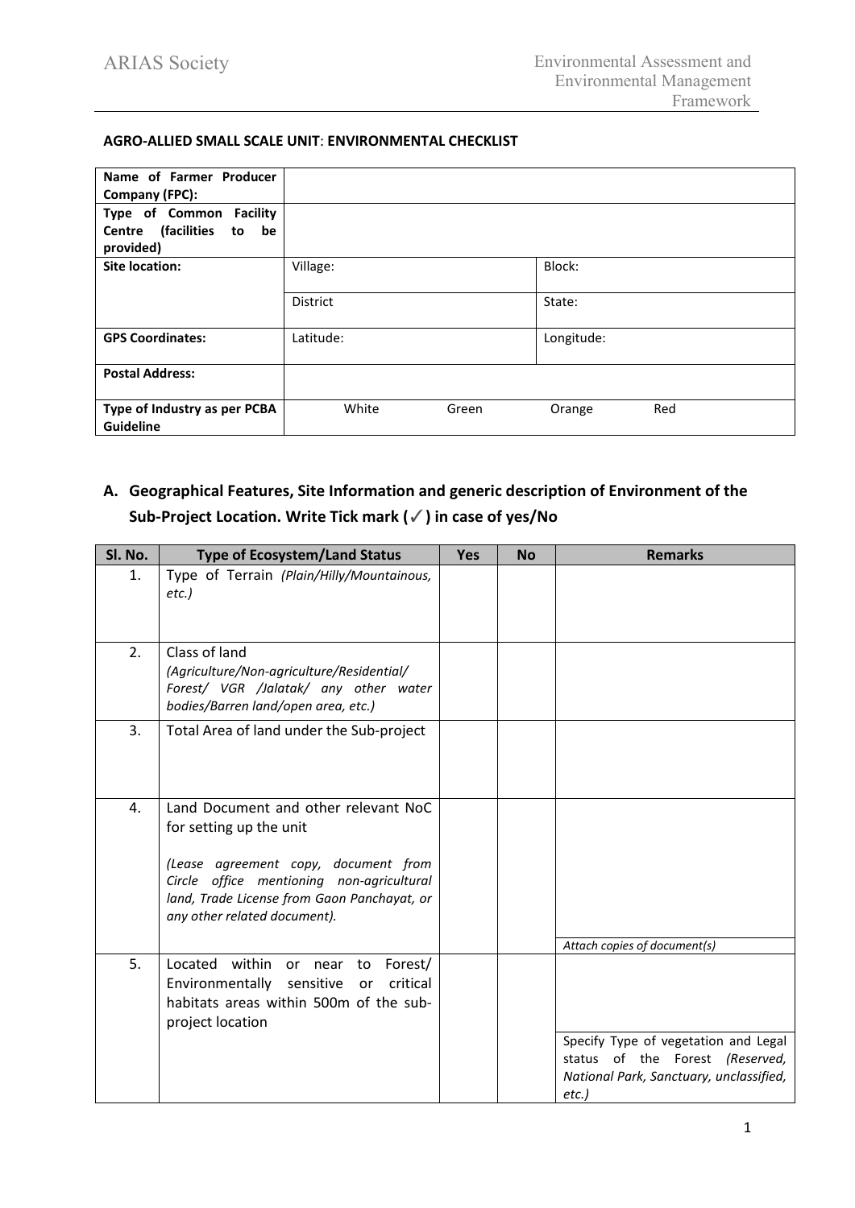**AGRO-ALLIED SMALL SCALE UNIT**: **ENVIRONMENTAL CHECKLIST**

| | | |
|---|---|---|
| **Name of Farmer Producer Company (FPC):** | | |
| **Type of Common Facility Centre (facilities to be provided)** | | |
| **Site location:** | Village: | Block: |
| | District | State: |
| **GPS Coordinates:** | Latitude: | Longitude: |
| **Postal Address:** | | |
| **Type of Industry as per PCBA Guideline** | White Green | Orange Red |

## A. Geographical Features, Site Information and generic description of Environment of the Sub-Project Location. Write Tick mark (✓) in case of yes/No

| Sl. No. | Type of Ecosystem/Land Status | Yes | No | Remarks |
|---|---|---|---|---|
| 1. | Type of Terrain *(Plain/Hilly/Mountainous, etc.)* | | | |
| 2. | Class of land *(Agriculture/Non-agriculture/Residential/ Forest/ VGR /Jalatak/ any other water bodies/Barren land/open area, etc.)* | | | |
| 3. | Total Area of land under the Sub-project | | | |
| 4. | Land Document and other relevant NoC for setting up the unit<br><br>*(Lease agreement copy, document from Circle office mentioning non-agricultural land, Trade License from Gaon Panchayat, or any other related document).* | | | *Attach copies of document(s)* |
| 5. | Located within or near to Forest/ Environmentally sensitive or critical habitats areas within 500m of the sub-project location | | | Specify Type of vegetation and Legal status of the Forest *(Reserved, National Park, Sanctuary, unclassified, etc.)* |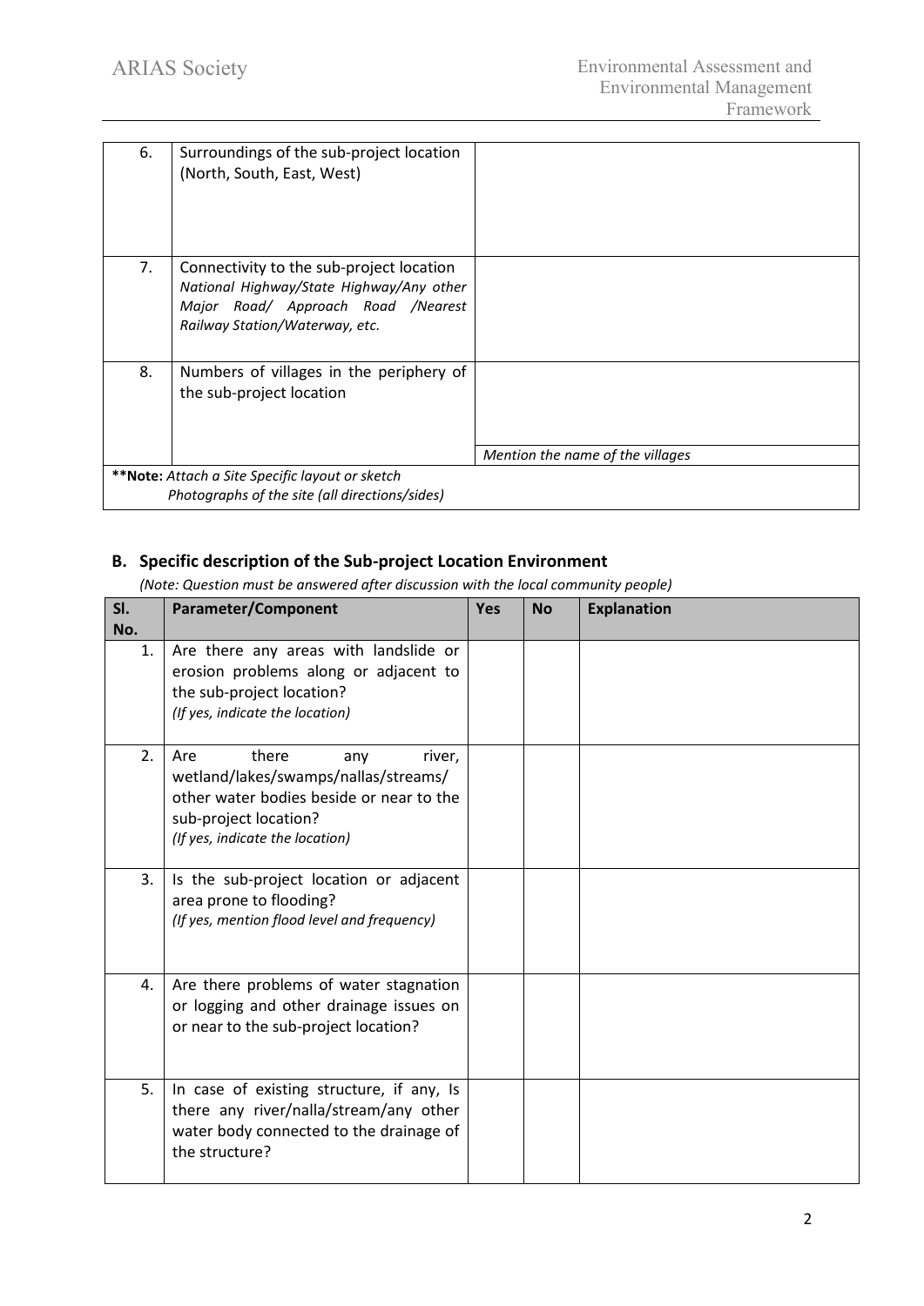| | | |
|---|---|---|
| 6. | Surroundings of the sub-project location (North, South, East, West) | |
| 7. | Connectivity to the sub-project location *National Highway/State Highway/Any other Major Road/ Approach Road /Nearest Railway Station/Waterway, etc.* | |
| 8. | Numbers of villages in the periphery of the sub-project location | *Mention the name of the villages* |
| **\*\*Note:** *Attach a Site Specific layout or sketch Photographs of the site (all directions/sides)* | | |

### B. Specific description of the Sub-project Location Environment

*(Note: Question must be answered after discussion with the local community people)*

| Sl. No. | Parameter/Component | Yes | No | Explanation |
|---|---|---|---|---|
| 1. | Are there any areas with landslide or erosion problems along or adjacent to the sub-project location? *(If yes, indicate the location)* | | | |
| 2. | Are there any river, wetland/lakes/swamps/nallas/streams/ other water bodies beside or near to the sub-project location? *(If yes, indicate the location)* | | | |
| 3. | Is the sub-project location or adjacent area prone to flooding? *(If yes, mention flood level and frequency)* | | | |
| 4. | Are there problems of water stagnation or logging and other drainage issues on or near to the sub-project location? | | | |
| 5. | In case of existing structure, if any, Is there any river/nalla/stream/any other water body connected to the drainage of the structure? | | | |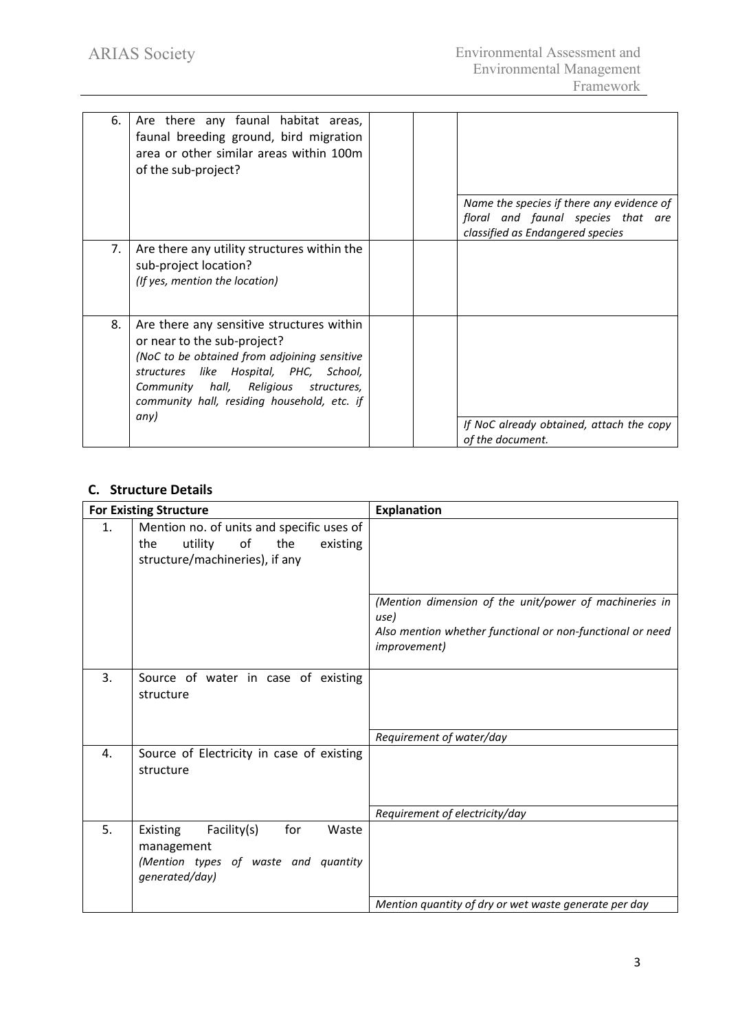| | | | | |
|---|---|---|---|---|
| 6. | Are there any faunal habitat areas, faunal breeding ground, bird migration area or other similar areas within 100m of the sub-project? | | | *Name the species if there any evidence of floral and faunal species that are classified as Endangered species* |
| 7. | Are there any utility structures within the sub-project location?<br>*(If yes, mention the location)* | | | |
| 8. | Are there any sensitive structures within or near to the sub-project?<br>*(NoC to be obtained from adjoining sensitive structures like Hospital, PHC, School, Community hall, Religious structures, community hall, residing household, etc. if any)* | | | *If NoC already obtained, attach the copy of the document.* |

## C. Structure Details

| For Existing Structure | | Explanation |
|---|---|---|
| 1. | Mention no. of units and specific uses of the utility of the existing structure/machineries), if any | *(Mention dimension of the unit/power of machineries in use)*<br>*Also mention whether functional or non-functional or need improvement)* |
| 3. | Source of water in case of existing structure | *Requirement of water/day* |
| 4. | Source of Electricity in case of existing structure | *Requirement of electricity/day* |
| 5. | Existing Facility(s) for Waste management<br>*(Mention types of waste and quantity generated/day)* | *Mention quantity of dry or wet waste generate per day* |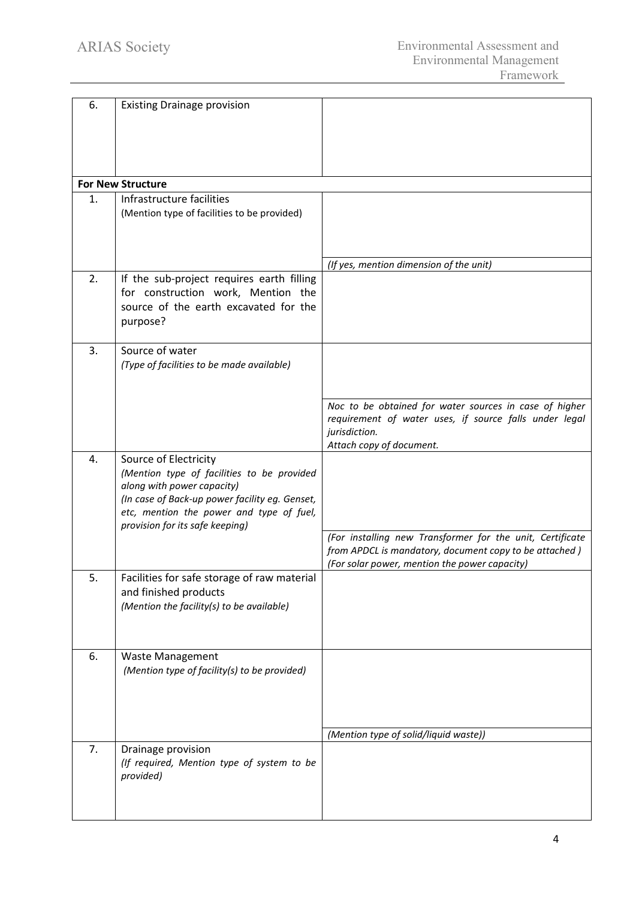| | | |
|---|---|---|
| 6. | Existing Drainage provision | |
| **For New Structure** | | |
| 1. | Infrastructure facilities<br>(Mention type of facilities to be provided) | <br>*(If yes, mention dimension of the unit)* |
| 2. | If the sub-project requires earth filling for construction work, Mention the source of the earth excavated for the purpose? | |
| 3. | Source of water<br>*(Type of facilities to be made available)* | <br>*Noc to be obtained for water sources in case of higher requirement of water uses, if source falls under legal jurisdiction.*<br>*Attach copy of document.* |
| 4. | Source of Electricity<br>*(Mention type of facilities to be provided along with power capacity)*<br>*(In case of Back-up power facility eg. Genset, etc, mention the power and type of fuel, provision for its safe keeping)* | <br>*(For installing new Transformer for the unit, Certificate from APDCL is mandatory, document copy to be attached )*<br>*(For solar power, mention the power capacity)* |
| 5. | Facilities for safe storage of raw material and finished products<br>*(Mention the facility(s) to be available)* | |
| 6. | Waste Management<br>*(Mention type of facility(s) to be provided)* | <br>*(Mention type of solid/liquid waste))* |
| 7. | Drainage provision<br>*(If required, Mention type of system to be provided)* | |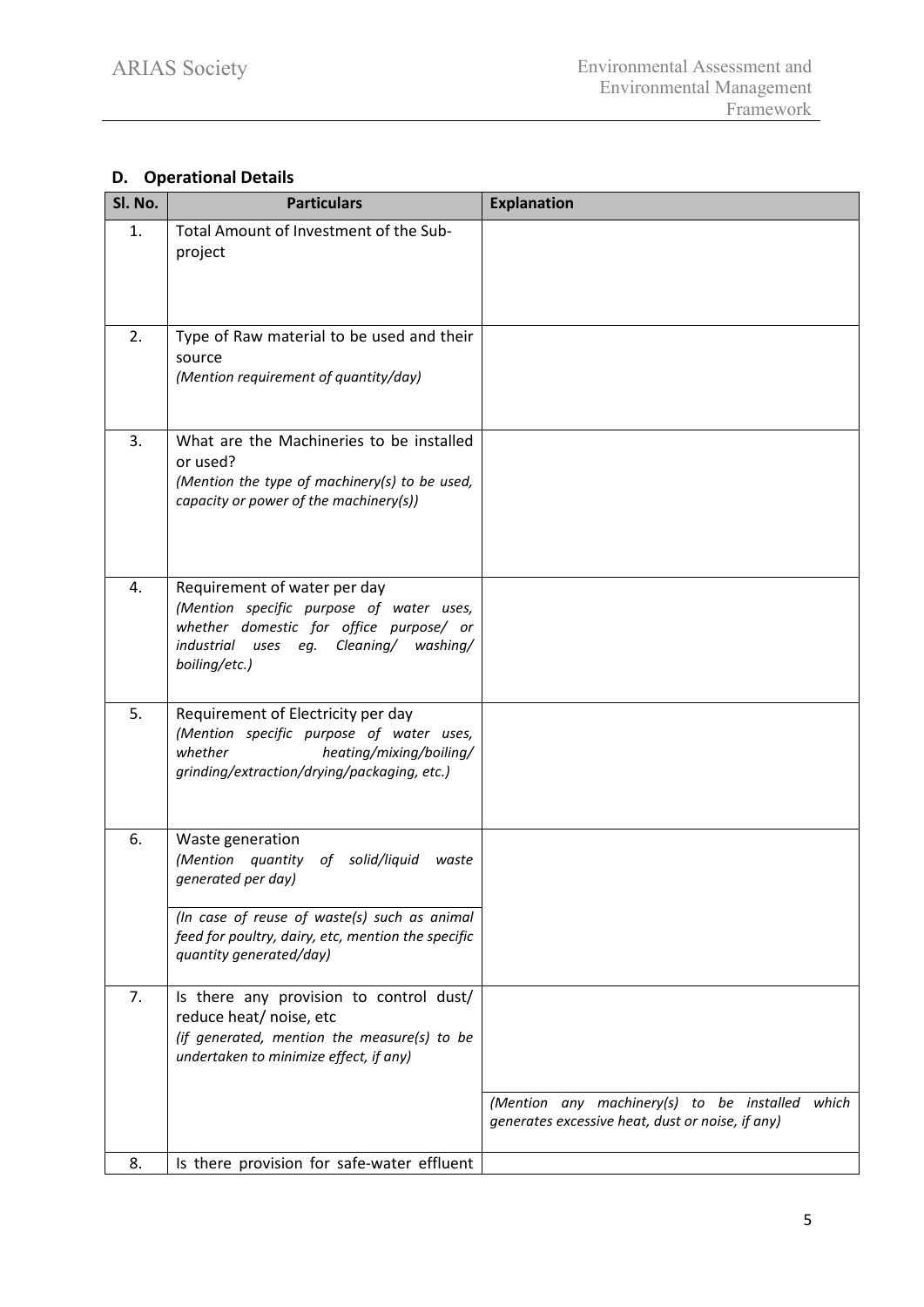## D. Operational Details

| Sl. No. | Particulars | Explanation |
|---|---|---|
| 1. | Total Amount of Investment of the Sub-project | |
| 2. | Type of Raw material to be used and their source *(Mention requirement of quantity/day)* | |
| 3. | What are the Machineries to be installed or used? *(Mention the type of machinery(s) to be used, capacity or power of the machinery(s))* | |
| 4. | Requirement of water per day *(Mention specific purpose of water uses, whether domestic for office purpose/ or industrial uses eg. Cleaning/ washing/ boiling/etc.)* | |
| 5. | Requirement of Electricity per day *(Mention specific purpose of water uses, whether heating/mixing/boiling/ grinding/extraction/drying/packaging, etc.)* | |
| 6. | Waste generation *(Mention quantity of solid/liquid waste generated per day)* | |
| | *(In case of reuse of waste(s) such as animal feed for poultry, dairy, etc, mention the specific quantity generated/day)* | |
| 7. | Is there any provision to control dust/ reduce heat/ noise, etc *(if generated, mention the measure(s) to be undertaken to minimize effect, if any)* | |
| | | *(Mention any machinery(s) to be installed which generates excessive heat, dust or noise, if any)* |
| 8. | Is there provision for safe-water effluent | |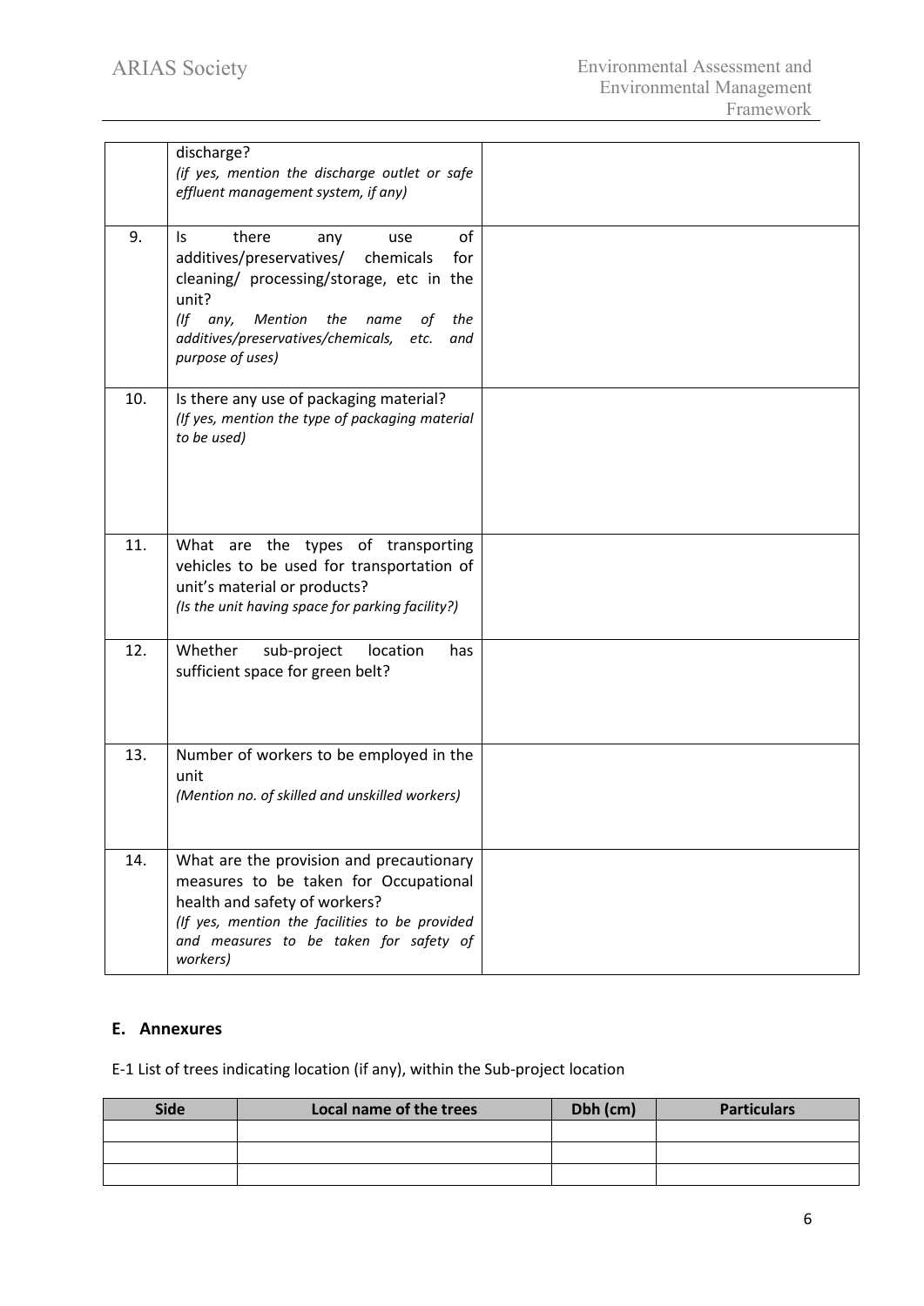|  |  |  |
| --- | --- | --- |
|  | discharge?<br>*(if yes, mention the discharge outlet or safe effluent management system, if any)* |  |
| 9. | Is there any use of additives/preservatives/ chemicals for cleaning/ processing/storage, etc in the unit?<br>*(If any, Mention the name of the additives/preservatives/chemicals, etc. and purpose of uses)* |  |
| 10. | Is there any use of packaging material?<br>*(If yes, mention the type of packaging material to be used)* |  |
| 11. | What are the types of transporting vehicles to be used for transportation of unit's material or products?<br>*(Is the unit having space for parking facility?)* |  |
| 12. | Whether sub-project location has sufficient space for green belt? |  |
| 13. | Number of workers to be employed in the unit<br>*(Mention no. of skilled and unskilled workers)* |  |
| 14. | What are the provision and precautionary measures to be taken for Occupational health and safety of workers?<br>*(If yes, mention the facilities to be provided and measures to be taken for safety of workers)* |  |

## E. Annexures

E-1 List of trees indicating location (if any), within the Sub-project location

| Side | Local name of the trees | Dbh (cm) | Particulars |
| --- | --- | --- | --- |
|  |  |  |  |
|  |  |  |  |
|  |  |  |  |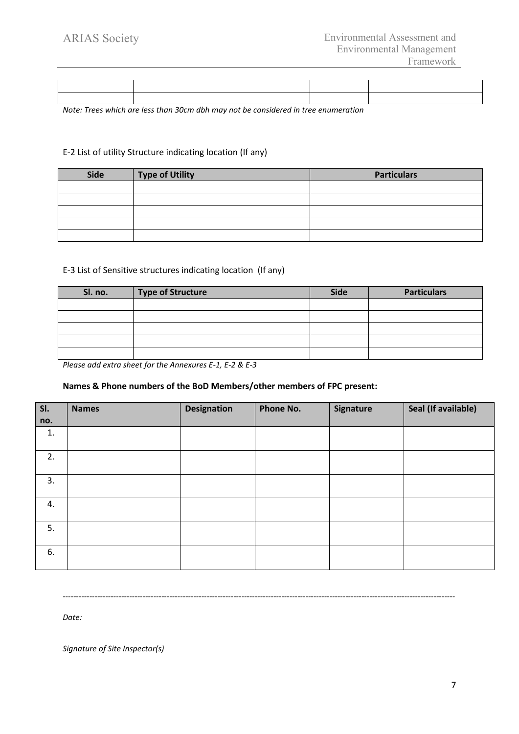| | | | |
|---|---|---|---|
| | | | |
| | | | |

*Note: Trees which are less than 30cm dbh may not be considered in tree enumeration*

E-2 List of utility Structure indicating location (If any)

| Side | Type of Utility | Particulars |
|---|---|---|
| | | |
| | | |
| | | |
| | | |
| | | |

E-3 List of Sensitive structures indicating location (If any)

| Sl. no. | Type of Structure | Side | Particulars |
|---|---|---|---|
| | | | |
| | | | |
| | | | |
| | | | |
| | | | |

*Please add extra sheet for the Annexures E-1, E-2 & E-3*

**Names & Phone numbers of the BoD Members/other members of FPC present:**

| Sl. no. | Names | Designation | Phone No. | Signature | Seal (If available) |
|---|---|---|---|---|---|
| 1. | | | | | |
| 2. | | | | | |
| 3. | | | | | |
| 4. | | | | | |
| 5. | | | | | |
| 6. | | | | | |

---

*Date:*

*Signature of Site Inspector(s)*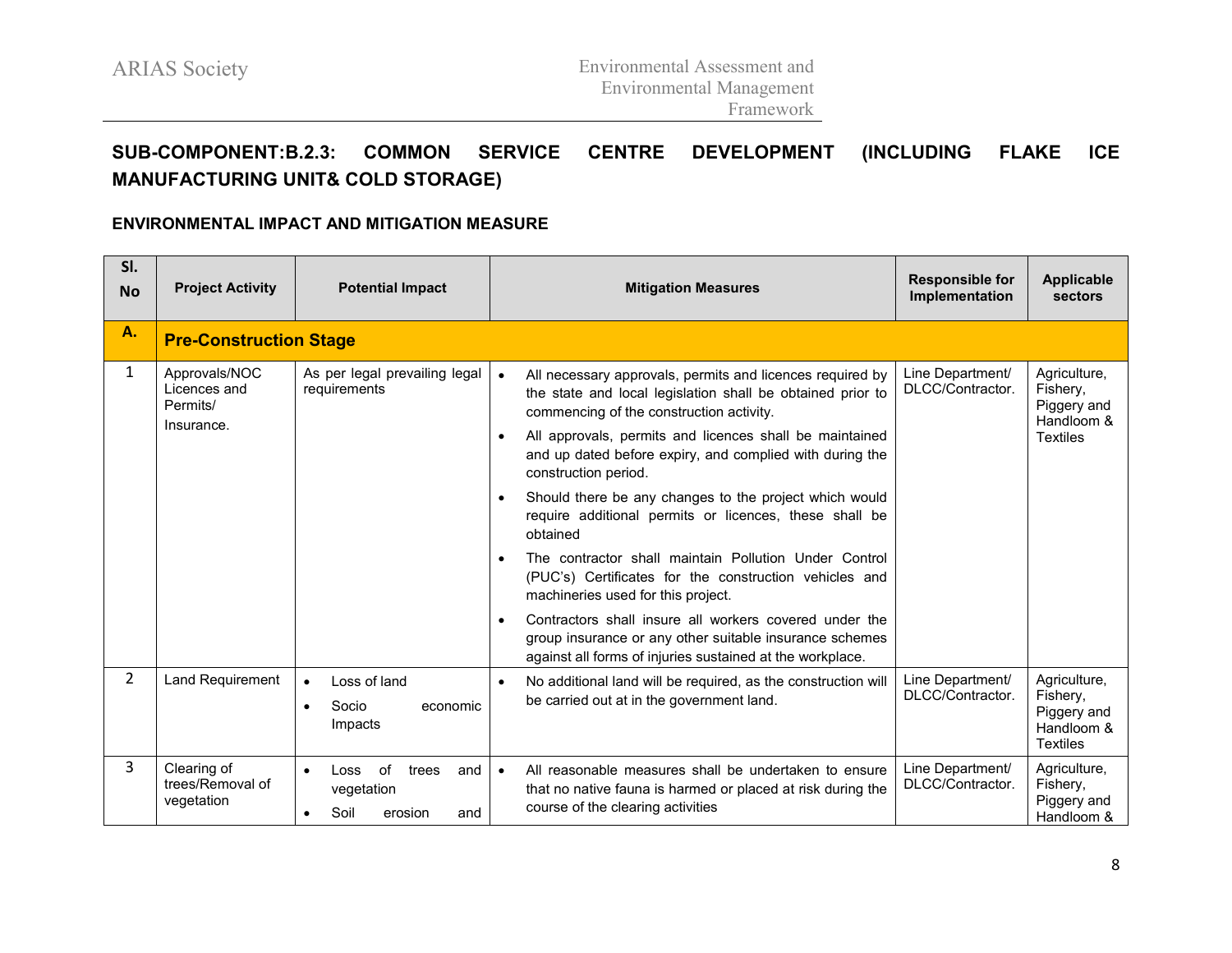## SUB-COMPONENT:B.2.3: COMMON SERVICE CENTRE DEVELOPMENT (INCLUDING FLAKE ICE MANUFACTURING UNIT& COLD STORAGE)

### ENVIRONMENTAL IMPACT AND MITIGATION MEASURE

| Sl. No | Project Activity | Potential Impact | Mitigation Measures | Responsible for Implementation | Applicable sectors |
|---|---|---|---|---|---|
| **A.** | **Pre-Construction Stage** | | | | |
| 1 | Approvals/NOC Licences and Permits/ Insurance. | As per legal prevailing legal requirements | • All necessary approvals, permits and licences required by the state and local legislation shall be obtained prior to commencing of the construction activity.<br>• All approvals, permits and licences shall be maintained and up dated before expiry, and complied with during the construction period.<br>• Should there be any changes to the project which would require additional permits or licences, these shall be obtained<br>• The contractor shall maintain Pollution Under Control (PUC's) Certificates for the construction vehicles and machineries used for this project.<br>• Contractors shall insure all workers covered under the group insurance or any other suitable insurance schemes against all forms of injuries sustained at the workplace. | Line Department/ DLCC/Contractor. | Agriculture, Fishery, Piggery and Handloom & Textiles |
| 2 | Land Requirement | • Loss of land<br>• Socio economic Impacts | • No additional land will be required, as the construction will be carried out at in the government land. | Line Department/ DLCC/Contractor. | Agriculture, Fishery, Piggery and Handloom & Textiles |
| 3 | Clearing of trees/Removal of vegetation | • Loss of trees and vegetation<br>• Soil erosion and | • All reasonable measures shall be undertaken to ensure that no native fauna is harmed or placed at risk during the course of the clearing activities | Line Department/ DLCC/Contractor. | Agriculture, Fishery, Piggery and Handloom & |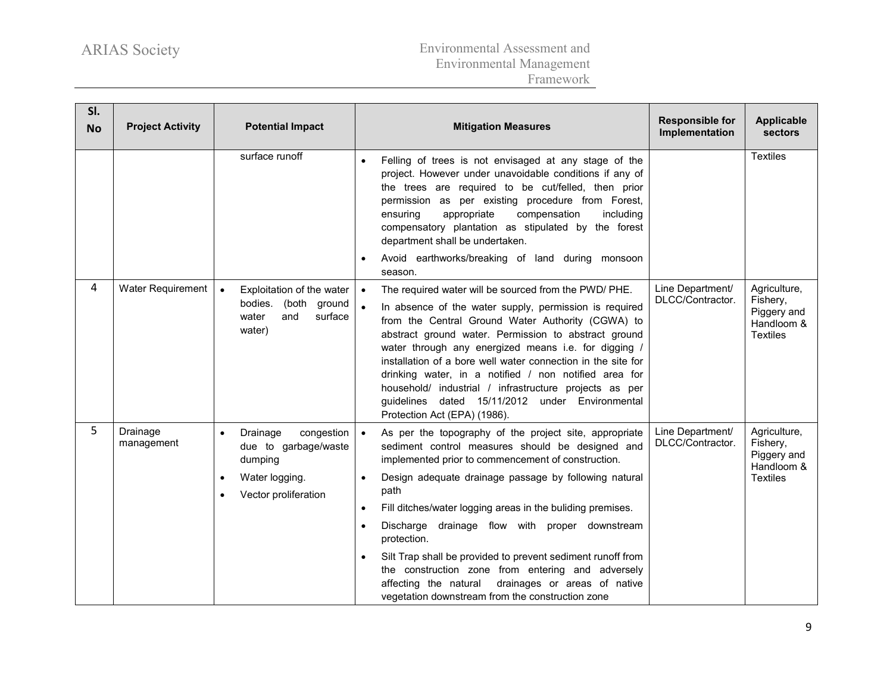| Sl. No | Project Activity | Potential Impact | Mitigation Measures | Responsible for Implementation | Applicable sectors |
|---|---|---|---|---|---|
| | | surface runoff | • Felling of trees is not envisaged at any stage of the project. However under unavoidable conditions if any of the trees are required to be cut/felled, then prior permission as per existing procedure from Forest, ensuring appropriate compensation including compensatory plantation as stipulated by the forest department shall be undertaken.<br>• Avoid earthworks/breaking of land during monsoon season. | | Textiles |
| 4 | Water Requirement | • Exploitation of the water bodies. (both ground water and surface water) | • The required water will be sourced from the PWD/ PHE.<br>• In absence of the water supply, permission is required from the Central Ground Water Authority (CGWA) to abstract ground water. Permission to abstract ground water through any energized means i.e. for digging / installation of a bore well water connection in the site for drinking water, in a notified / non notified area for household/ industrial / infrastructure projects as per guidelines dated 15/11/2012 under Environmental Protection Act (EPA) (1986). | Line Department/ DLCC/Contractor. | Agriculture, Fishery, Piggery and Handloom & Textiles |
| 5 | Drainage management | • Drainage congestion due to garbage/waste dumping<br>• Water logging.<br>• Vector proliferation | • As per the topography of the project site, appropriate sediment control measures should be designed and implemented prior to commencement of construction.<br>• Design adequate drainage passage by following natural path<br>• Fill ditches/water logging areas in the buliding premises.<br>• Discharge drainage flow with proper downstream protection.<br>• Silt Trap shall be provided to prevent sediment runoff from the construction zone from entering and adversely affecting the natural drainages or areas of native vegetation downstream from the construction zone | Line Department/ DLCC/Contractor. | Agriculture, Fishery, Piggery and Handloom & Textiles |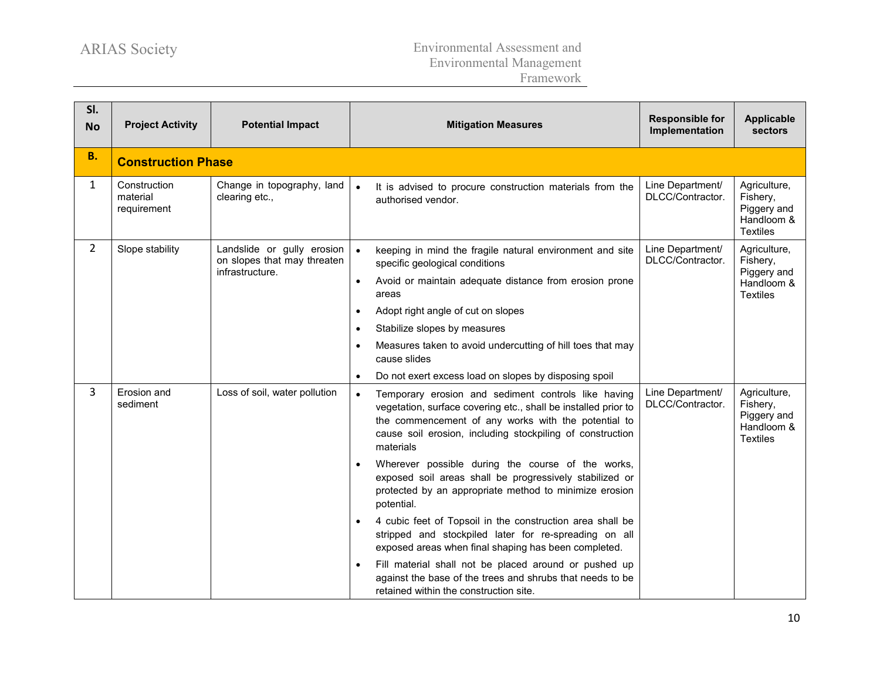| Sl. No | Project Activity | Potential Impact | Mitigation Measures | Responsible for Implementation | Applicable sectors |
|---|---|---|---|---|---|
| **B.** | **Construction Phase** | | | | |
| 1 | Construction material requirement | Change in topography, land clearing etc., | • It is advised to procure construction materials from the authorised vendor. | Line Department/ DLCC/Contractor. | Agriculture, Fishery, Piggery and Handloom & Textiles |
| 2 | Slope stability | Landslide or gully erosion on slopes that may threaten infrastructure. | • keeping in mind the fragile natural environment and site specific geological conditions<br>• Avoid or maintain adequate distance from erosion prone areas<br>• Adopt right angle of cut on slopes<br>• Stabilize slopes by measures<br>• Measures taken to avoid undercutting of hill toes that may cause slides<br>• Do not exert excess load on slopes by disposing spoil | Line Department/ DLCC/Contractor. | Agriculture, Fishery, Piggery and Handloom & Textiles |
| 3 | Erosion and sediment | Loss of soil, water pollution | • Temporary erosion and sediment controls like having vegetation, surface covering etc., shall be installed prior to the commencement of any works with the potential to cause soil erosion, including stockpiling of construction materials<br>• Wherever possible during the course of the works, exposed soil areas shall be progressively stabilized or protected by an appropriate method to minimize erosion potential.<br>• 4 cubic feet of Topsoil in the construction area shall be stripped and stockpiled later for re-spreading on all exposed areas when final shaping has been completed.<br>• Fill material shall not be placed around or pushed up against the base of the trees and shrubs that needs to be retained within the construction site. | Line Department/ DLCC/Contractor. | Agriculture, Fishery, Piggery and Handloom & Textiles |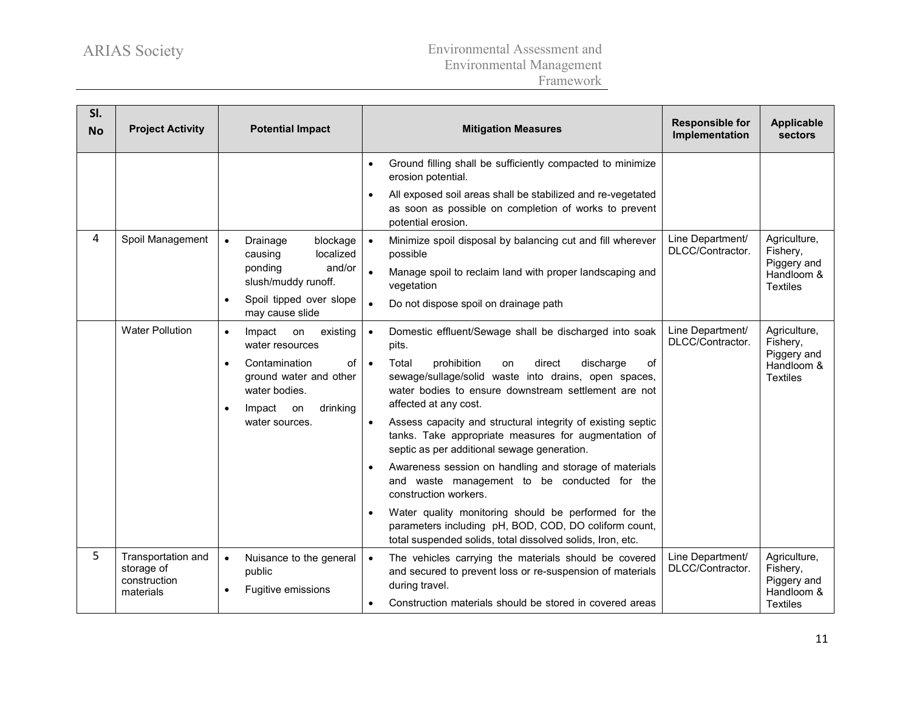| Sl. No | Project Activity | Potential Impact | Mitigation Measures | Responsible for Implementation | Applicable sectors |
|---|---|---|---|---|---|
| | | | • Ground filling shall be sufficiently compacted to minimize erosion potential.<br>• All exposed soil areas shall be stabilized and re-vegetated as soon as possible on completion of works to prevent potential erosion. | | |
| 4 | Spoil Management | • Drainage blockage causing localized ponding and/or slush/muddy runoff.<br>• Spoil tipped over slope may cause slide | • Minimize spoil disposal by balancing cut and fill wherever possible<br>• Manage spoil to reclaim land with proper landscaping and vegetation<br>• Do not dispose spoil on drainage path | Line Department/ DLCC/Contractor. | Agriculture, Fishery, Piggery and Handloom & Textiles |
| | Water Pollution | • Impact on existing water resources<br>• Contamination of ground water and other water bodies.<br>• Impact on drinking water sources. | • Domestic effluent/Sewage shall be discharged into soak pits.<br>• Total prohibition on direct discharge of sewage/sullage/solid waste into drains, open spaces, water bodies to ensure downstream settlement are not affected at any cost.<br>• Assess capacity and structural integrity of existing septic tanks. Take appropriate measures for augmentation of septic as per additional sewage generation.<br>• Awareness session on handling and storage of materials and waste management to be conducted for the construction workers.<br>• Water quality monitoring should be performed for the parameters including pH, BOD, COD, DO coliform count, total suspended solids, total dissolved solids, Iron, etc. | Line Department/ DLCC/Contractor. | Agriculture, Fishery, Piggery and Handloom & Textiles |
| 5 | Transportation and storage of construction materials | • Nuisance to the general public<br>• Fugitive emissions | • The vehicles carrying the materials should be covered and secured to prevent loss or re-suspension of materials during travel.<br>• Construction materials should be stored in covered areas | Line Department/ DLCC/Contractor. | Agriculture, Fishery, Piggery and Handloom & Textiles |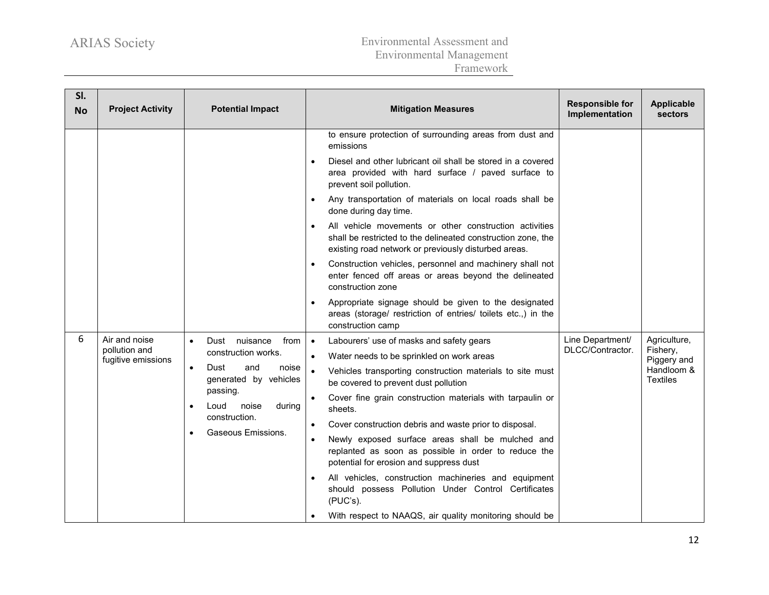| Sl. No | Project Activity | Potential Impact | Mitigation Measures | Responsible for Implementation | Applicable sectors |
|---|---|---|---|---|---|
| | | | to ensure protection of surrounding areas from dust and emissions<br>• Diesel and other lubricant oil shall be stored in a covered area provided with hard surface / paved surface to prevent soil pollution.<br>• Any transportation of materials on local roads shall be done during day time.<br>• All vehicle movements or other construction activities shall be restricted to the delineated construction zone, the existing road network or previously disturbed areas.<br>• Construction vehicles, personnel and machinery shall not enter fenced off areas or areas beyond the delineated construction zone<br>• Appropriate signage should be given to the designated areas (storage/ restriction of entries/ toilets etc.,) in the construction camp | | |
| 6 | Air and noise pollution and fugitive emissions | • Dust nuisance from construction works.<br>• Dust and noise generated by vehicles passing.<br>• Loud noise during construction.<br>• Gaseous Emissions. | • Labourers' use of masks and safety gears<br>• Water needs to be sprinkled on work areas<br>• Vehicles transporting construction materials to site must be covered to prevent dust pollution<br>• Cover fine grain construction materials with tarpaulin or sheets.<br>• Cover construction debris and waste prior to disposal.<br>• Newly exposed surface areas shall be mulched and replanted as soon as possible in order to reduce the potential for erosion and suppress dust<br>• All vehicles, construction machineries and equipment should possess Pollution Under Control Certificates (PUC's).<br>• With respect to NAAQS, air quality monitoring should be | Line Department/ DLCC/Contractor. | Agriculture, Fishery, Piggery and Handloom & Textiles |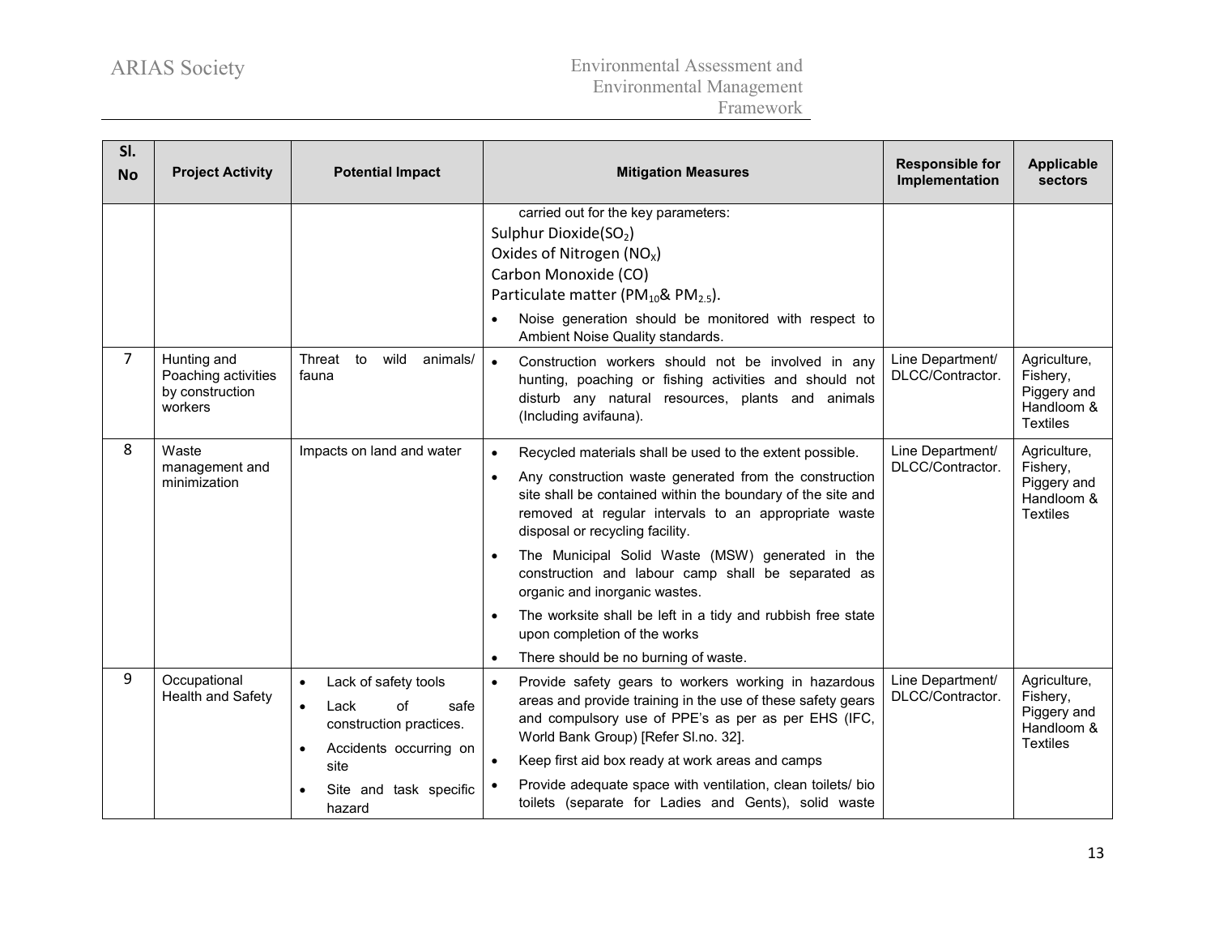| Sl. No | Project Activity | Potential Impact | Mitigation Measures | Responsible for Implementation | Applicable sectors |
|---|---|---|---|---|---|
| | | | carried out for the key parameters:<br>Sulphur Dioxide($SO_2$)<br>Oxides of Nitrogen ($NO_X$)<br>Carbon Monoxide (CO)<br>Particulate matter ($PM_{10}$& $PM_{2.5}$).<br>• Noise generation should be monitored with respect to Ambient Noise Quality standards. | | |
| 7 | Hunting and Poaching activities by construction workers | Threat to wild animals/ fauna | • Construction workers should not be involved in any hunting, poaching or fishing activities and should not disturb any natural resources, plants and animals (Including avifauna). | Line Department/ DLCC/Contractor. | Agriculture, Fishery, Piggery and Handloom & Textiles |
| 8 | Waste management and minimization | Impacts on land and water | • Recycled materials shall be used to the extent possible.<br>• Any construction waste generated from the construction site shall be contained within the boundary of the site and removed at regular intervals to an appropriate waste disposal or recycling facility.<br>• The Municipal Solid Waste (MSW) generated in the construction and labour camp shall be separated as organic and inorganic wastes.<br>• The worksite shall be left in a tidy and rubbish free state upon completion of the works<br>• There should be no burning of waste. | Line Department/ DLCC/Contractor. | Agriculture, Fishery, Piggery and Handloom & Textiles |
| 9 | Occupational Health and Safety | • Lack of safety tools<br>• Lack of safe construction practices.<br>• Accidents occurring on site<br>• Site and task specific hazard | • Provide safety gears to workers working in hazardous areas and provide training in the use of these safety gears and compulsory use of PPE's as per as per EHS (IFC, World Bank Group) [Refer Sl.no. 32].<br>• Keep first aid box ready at work areas and camps<br>• Provide adequate space with ventilation, clean toilets/ bio toilets (separate for Ladies and Gents), solid waste | Line Department/ DLCC/Contractor. | Agriculture, Fishery, Piggery and Handloom & Textiles |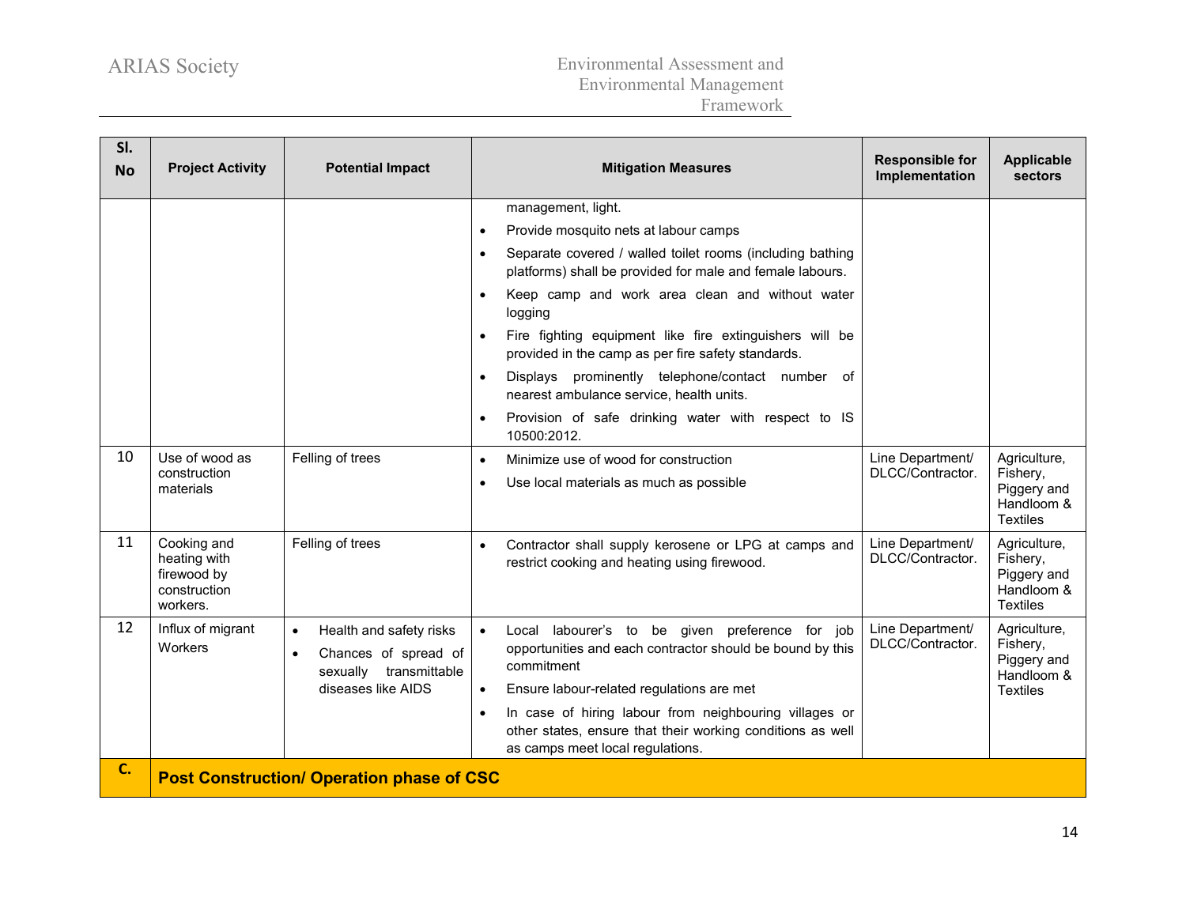| Sl. No | Project Activity | Potential Impact | Mitigation Measures | Responsible for Implementation | Applicable sectors |
|---|---|---|---|---|---|
| | | | management, light.<br>• Provide mosquito nets at labour camps<br>• Separate covered / walled toilet rooms (including bathing platforms) shall be provided for male and female labours.<br>• Keep camp and work area clean and without water logging<br>• Fire fighting equipment like fire extinguishers will be provided in the camp as per fire safety standards.<br>• Displays prominently telephone/contact number of nearest ambulance service, health units.<br>• Provision of safe drinking water with respect to IS 10500:2012. | | |
| 10 | Use of wood as construction materials | Felling of trees | • Minimize use of wood for construction<br>• Use local materials as much as possible | Line Department/ DLCC/Contractor. | Agriculture, Fishery, Piggery and Handloom & Textiles |
| 11 | Cooking and heating with firewood by construction workers. | Felling of trees | • Contractor shall supply kerosene or LPG at camps and restrict cooking and heating using firewood. | Line Department/ DLCC/Contractor. | Agriculture, Fishery, Piggery and Handloom & Textiles |
| 12 | Influx of migrant Workers | • Health and safety risks<br>• Chances of spread of sexually transmittable diseases like AIDS | • Local labourer's to be given preference for job opportunities and each contractor should be bound by this commitment<br>• Ensure labour-related regulations are met<br>• In case of hiring labour from neighbouring villages or other states, ensure that their working conditions as well as camps meet local regulations. | Line Department/ DLCC/Contractor. | Agriculture, Fishery, Piggery and Handloom & Textiles |
| **C.** | **Post Construction/ Operation phase of CSC** | | | | |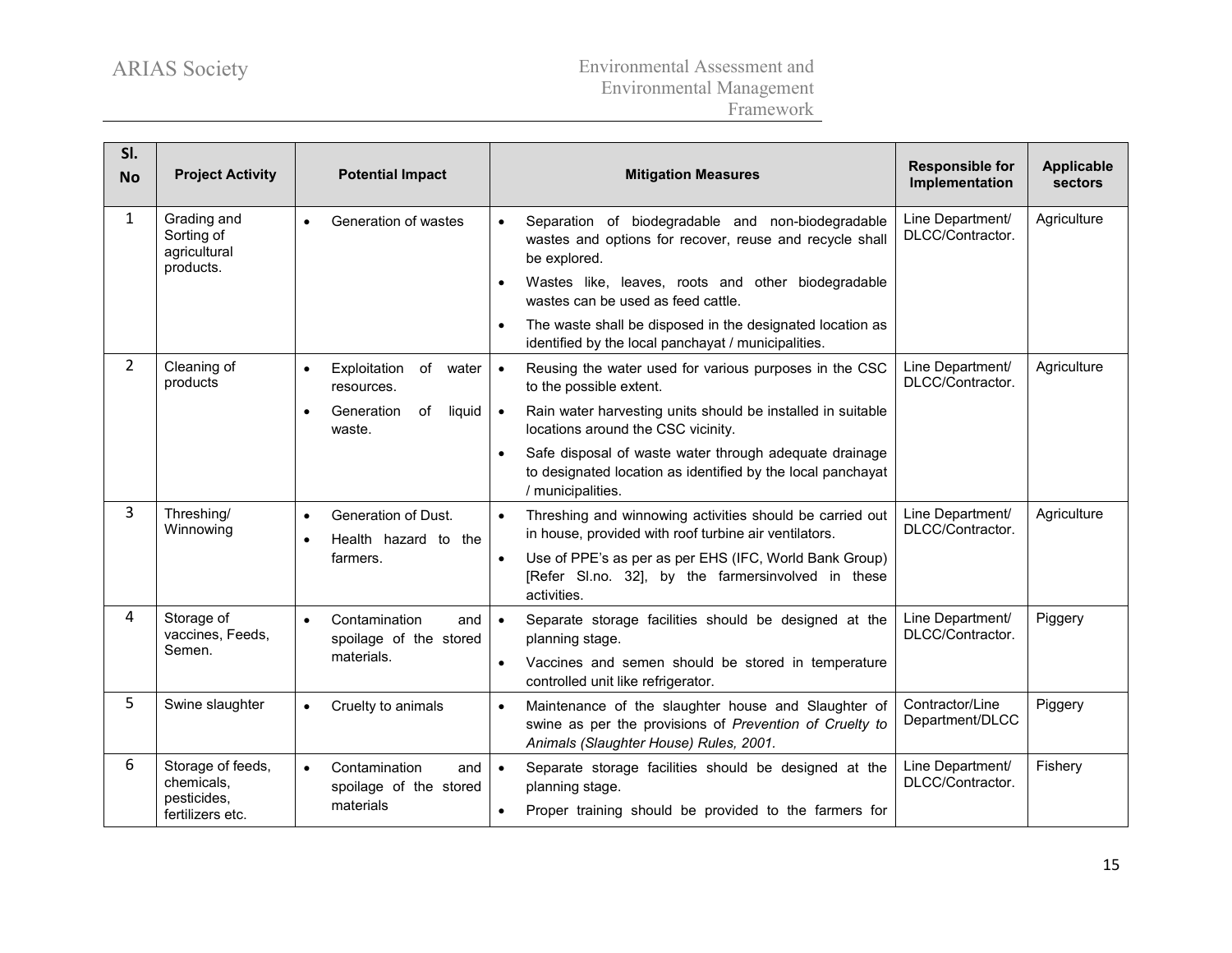| Sl. No | Project Activity | Potential Impact | Mitigation Measures | Responsible for Implementation | Applicable sectors |
|---|---|---|---|---|---|
| 1 | Grading and Sorting of agricultural products. | • Generation of wastes | • Separation of biodegradable and non-biodegradable wastes and options for recover, reuse and recycle shall be explored.<br>• Wastes like, leaves, roots and other biodegradable wastes can be used as feed cattle.<br>• The waste shall be disposed in the designated location as identified by the local panchayat / municipalities. | Line Department/ DLCC/Contractor. | Agriculture |
| 2 | Cleaning of products | • Exploitation of water resources.<br>• Generation of liquid waste. | • Reusing the water used for various purposes in the CSC to the possible extent.<br>• Rain water harvesting units should be installed in suitable locations around the CSC vicinity.<br>• Safe disposal of waste water through adequate drainage to designated location as identified by the local panchayat / municipalities. | Line Department/ DLCC/Contractor. | Agriculture |
| 3 | Threshing/ Winnowing | • Generation of Dust.<br>• Health hazard to the farmers. | • Threshing and winnowing activities should be carried out in house, provided with roof turbine air ventilators.<br>• Use of PPE's as per as per EHS (IFC, World Bank Group) [Refer Sl.no. 32], by the farmersinvolved in these activities. | Line Department/ DLCC/Contractor. | Agriculture |
| 4 | Storage of vaccines, Feeds, Semen. | • Contamination and spoilage of the stored materials. | • Separate storage facilities should be designed at the planning stage.<br>• Vaccines and semen should be stored in temperature controlled unit like refrigerator. | Line Department/ DLCC/Contractor. | Piggery |
| 5 | Swine slaughter | • Cruelty to animals | • Maintenance of the slaughter house and Slaughter of swine as per the provisions of *Prevention of Cruelty to Animals (Slaughter House) Rules, 2001.* | Contractor/Line Department/DLCC | Piggery |
| 6 | Storage of feeds, chemicals, pesticides, fertilizers etc. | • Contamination and spoilage of the stored materials | • Separate storage facilities should be designed at the planning stage.<br>• Proper training should be provided to the farmers for | Line Department/ DLCC/Contractor. | Fishery |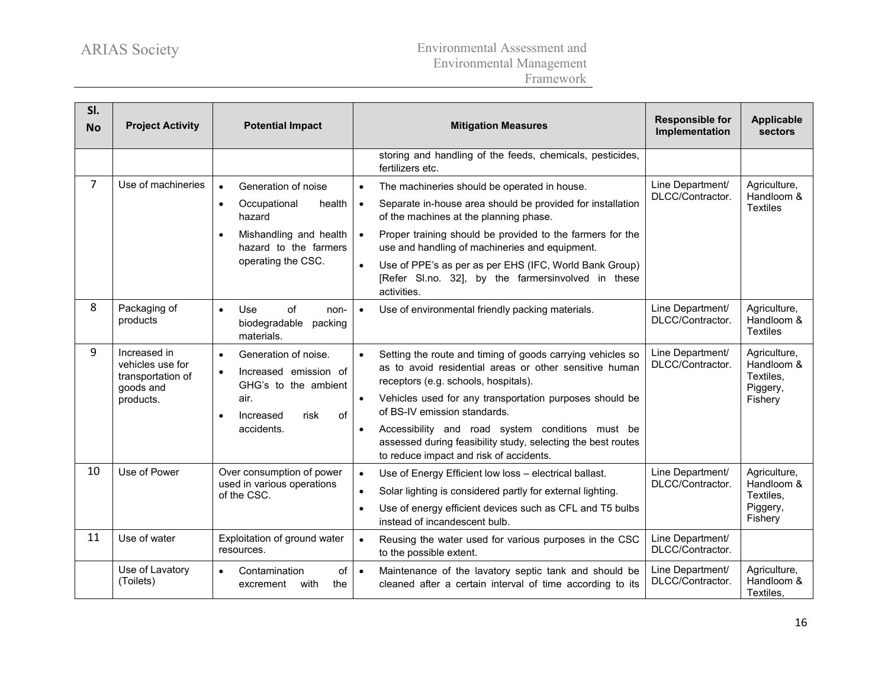| Sl. No | Project Activity | Potential Impact | Mitigation Measures | Responsible for Implementation | Applicable sectors |
|---|---|---|---|---|---|
| | | | storing and handling of the feeds, chemicals, pesticides, fertilizers etc. | | |
| 7 | Use of machineries | • Generation of noise<br>• Occupational health hazard<br>• Mishandling and health hazard to the farmers operating the CSC. | • The machineries should be operated in house.<br>• Separate in-house area should be provided for installation of the machines at the planning phase.<br>• Proper training should be provided to the farmers for the use and handling of machineries and equipment.<br>• Use of PPE's as per as per EHS (IFC, World Bank Group) [Refer Sl.no. 32], by the farmersinvolved in these activities. | Line Department/ DLCC/Contractor. | Agriculture, Handloom & Textiles |
| 8 | Packaging of products | • Use of non-biodegradable packing materials. | • Use of environmental friendly packing materials. | Line Department/ DLCC/Contractor. | Agriculture, Handloom & Textiles |
| 9 | Increased in vehicles use for transportation of goods and products. | • Generation of noise.<br>• Increased emission of GHG's to the ambient air.<br>• Increased risk of accidents. | • Setting the route and timing of goods carrying vehicles so as to avoid residential areas or other sensitive human receptors (e.g. schools, hospitals).<br>• Vehicles used for any transportation purposes should be of BS-IV emission standards.<br>• Accessibility and road system conditions must be assessed during feasibility study, selecting the best routes to reduce impact and risk of accidents. | Line Department/ DLCC/Contractor. | Agriculture, Handloom & Textiles, Piggery, Fishery |
| 10 | Use of Power | Over consumption of power used in various operations of the CSC. | • Use of Energy Efficient low loss – electrical ballast.<br>• Solar lighting is considered partly for external lighting.<br>• Use of energy efficient devices such as CFL and T5 bulbs instead of incandescent bulb. | Line Department/ DLCC/Contractor. | Agriculture, Handloom & Textiles, Piggery, Fishery |
| 11 | Use of water | Exploitation of ground water resources. | • Reusing the water used for various purposes in the CSC to the possible extent. | Line Department/ DLCC/Contractor. | |
| | Use of Lavatory (Toilets) | • Contamination of excrement with the | • Maintenance of the lavatory septic tank and should be cleaned after a certain interval of time according to its | Line Department/ DLCC/Contractor. | Agriculture, Handloom & Textiles, |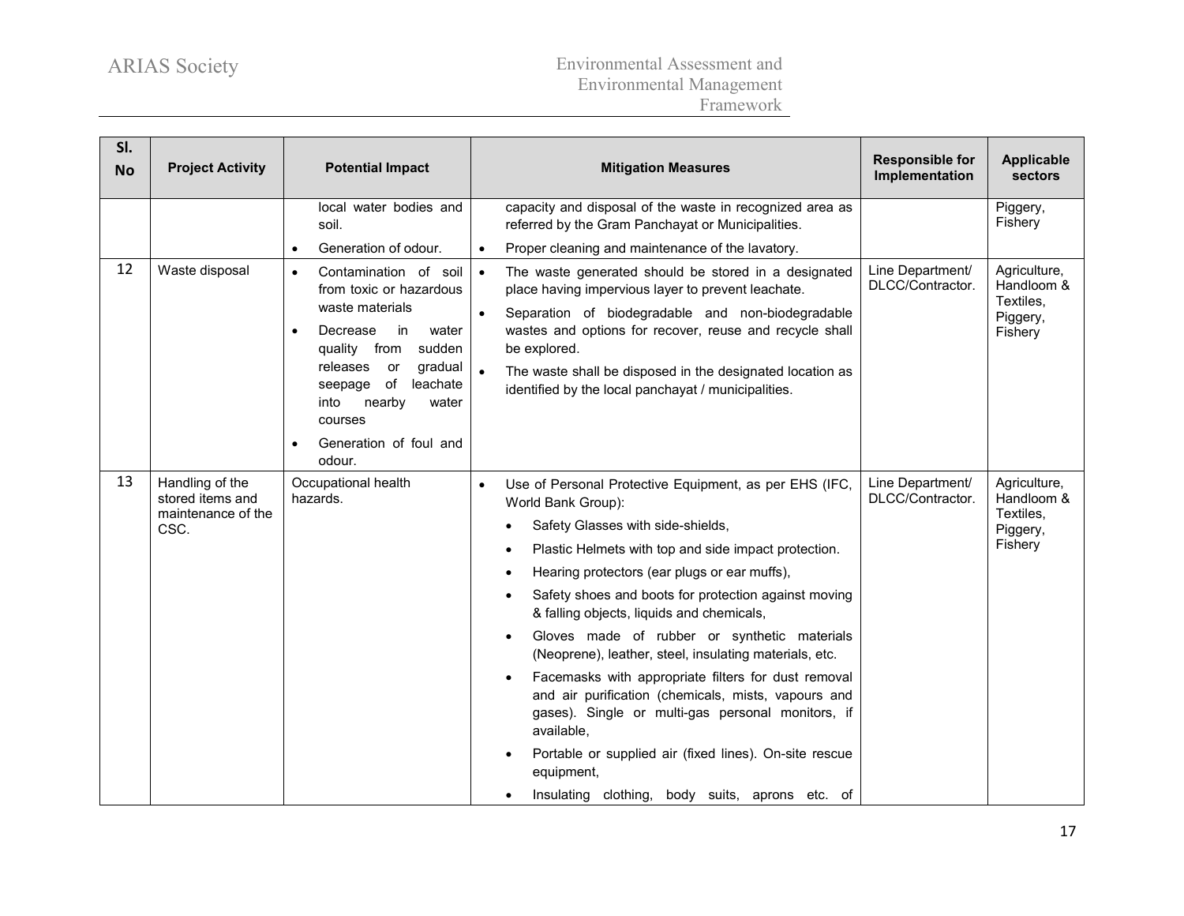| Sl. No | Project Activity | Potential Impact | Mitigation Measures | Responsible for Implementation | Applicable sectors |
|---|---|---|---|---|---|
| | | local water bodies and soil.<br>• Generation of odour. | capacity and disposal of the waste in recognized area as referred by the Gram Panchayat or Municipalities.<br>• Proper cleaning and maintenance of the lavatory. | | Piggery, Fishery |
| 12 | Waste disposal | • Contamination of soil from toxic or hazardous waste materials<br>• Decrease in water quality from sudden releases or gradual seepage of leachate into nearby water courses<br>• Generation of foul and odour. | • The waste generated should be stored in a designated place having impervious layer to prevent leachate.<br>• Separation of biodegradable and non-biodegradable wastes and options for recover, reuse and recycle shall be explored.<br>• The waste shall be disposed in the designated location as identified by the local panchayat / municipalities. | Line Department/ DLCC/Contractor. | Agriculture, Handloom & Textiles, Piggery, Fishery |
| 13 | Handling of the stored items and maintenance of the CSC. | Occupational health hazards. | • Use of Personal Protective Equipment, as per EHS (IFC, World Bank Group):<br>• Safety Glasses with side-shields,<br>• Plastic Helmets with top and side impact protection.<br>• Hearing protectors (ear plugs or ear muffs),<br>• Safety shoes and boots for protection against moving & falling objects, liquids and chemicals,<br>• Gloves made of rubber or synthetic materials (Neoprene), leather, steel, insulating materials, etc.<br>• Facemasks with appropriate filters for dust removal and air purification (chemicals, mists, vapours and gases). Single or multi-gas personal monitors, if available,<br>• Portable or supplied air (fixed lines). On-site rescue equipment,<br>• Insulating clothing, body suits, aprons etc. of | Line Department/ DLCC/Contractor. | Agriculture, Handloom & Textiles, Piggery, Fishery |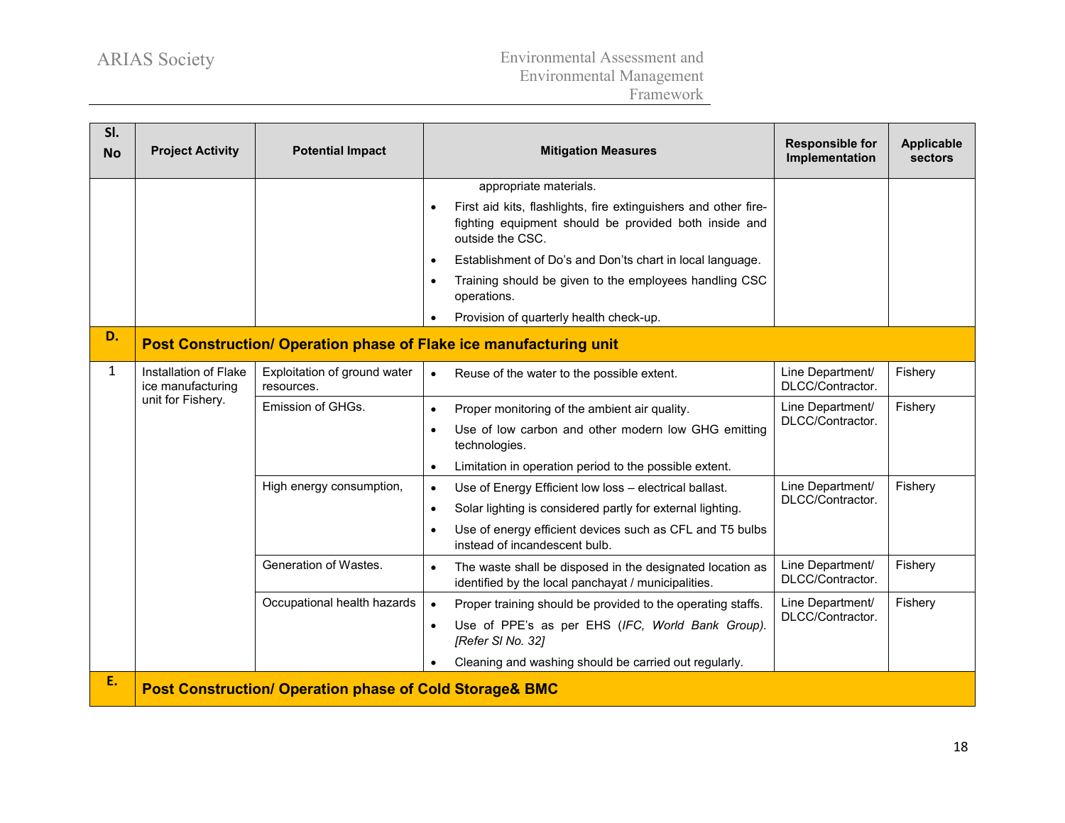| Sl. No | Project Activity | Potential Impact | Mitigation Measures | Responsible for Implementation | Applicable sectors |
|---|---|---|---|---|---|
| | | | appropriate materials.<br>• First aid kits, flashlights, fire extinguishers and other fire-fighting equipment should be provided both inside and outside the CSC.<br>• Establishment of Do's and Don'ts chart in local language.<br>• Training should be given to the employees handling CSC operations.<br>• Provision of quarterly health check-up. | | |
| **D.** | **Post Construction/ Operation phase of Flake ice manufacturing unit** | | | | |
| 1 | Installation of Flake ice manufacturing unit for Fishery. | Exploitation of ground water resources. | • Reuse of the water to the possible extent. | Line Department/ DLCC/Contractor. | Fishery |
| | | Emission of GHGs. | • Proper monitoring of the ambient air quality.<br>• Use of low carbon and other modern low GHG emitting technologies.<br>• Limitation in operation period to the possible extent. | Line Department/ DLCC/Contractor. | Fishery |
| | | High energy consumption, | • Use of Energy Efficient low loss – electrical ballast.<br>• Solar lighting is considered partly for external lighting.<br>• Use of energy efficient devices such as CFL and T5 bulbs instead of incandescent bulb. | Line Department/ DLCC/Contractor. | Fishery |
| | | Generation of Wastes. | • The waste shall be disposed in the designated location as identified by the local panchayat / municipalities. | Line Department/ DLCC/Contractor. | Fishery |
| | | Occupational health hazards | • Proper training should be provided to the operating staffs.<br>• Use of PPE's as per EHS (*IFC, World Bank Group). [Refer Sl No. 32]*<br>• Cleaning and washing should be carried out regularly. | Line Department/ DLCC/Contractor. | Fishery |
| **E.** | **Post Construction/ Operation phase of Cold Storage& BMC** | | | | |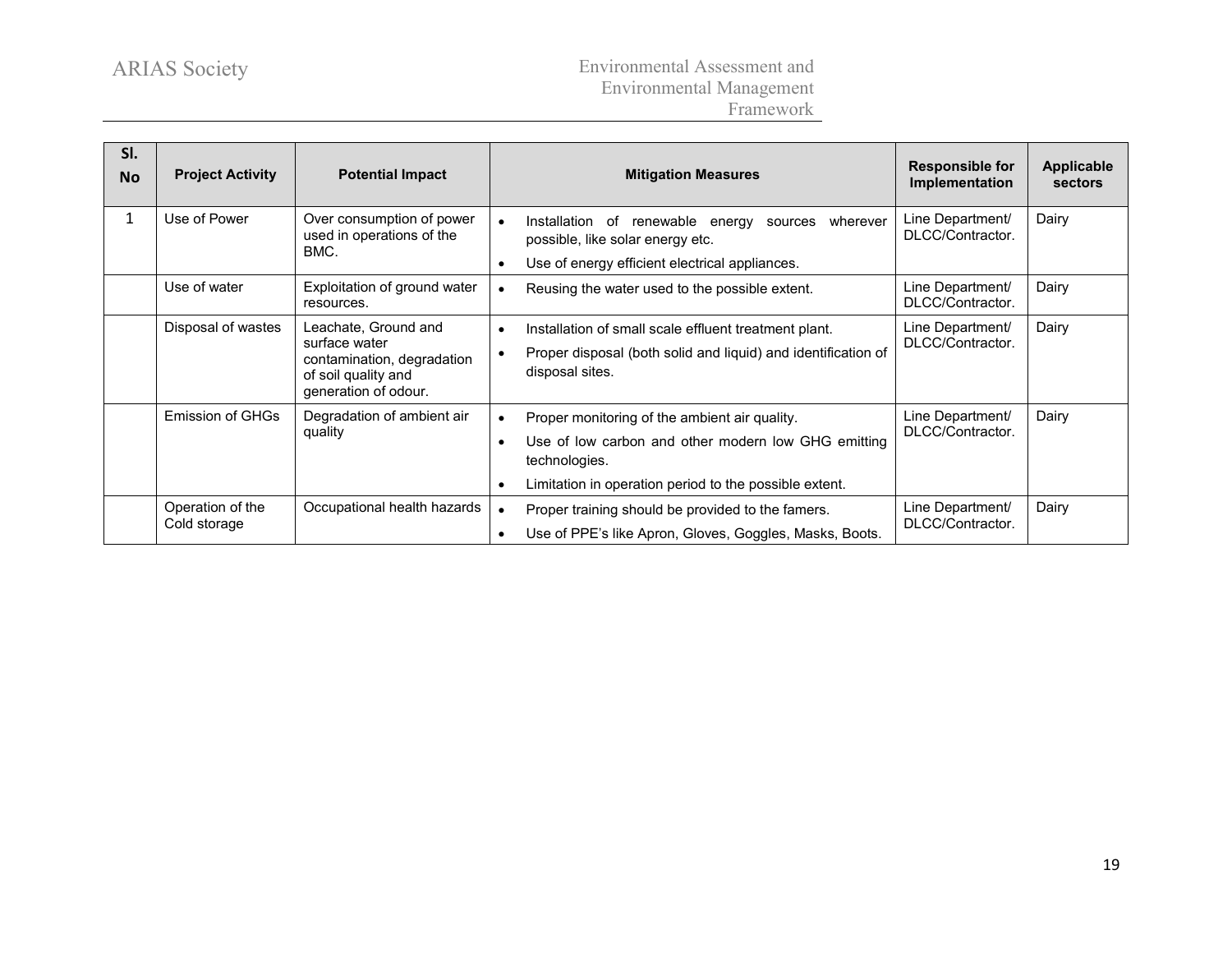| Sl. No | Project Activity | Potential Impact | Mitigation Measures | Responsible for Implementation | Applicable sectors |
|---|---|---|---|---|---|
| 1 | Use of Power | Over consumption of power used in operations of the BMC. | • Installation of renewable energy sources wherever possible, like solar energy etc.<br>• Use of energy efficient electrical appliances. | Line Department/ DLCC/Contractor. | Dairy |
| | Use of water | Exploitation of ground water resources. | • Reusing the water used to the possible extent. | Line Department/ DLCC/Contractor. | Dairy |
| | Disposal of wastes | Leachate, Ground and surface water contamination, degradation of soil quality and generation of odour. | • Installation of small scale effluent treatment plant.<br>• Proper disposal (both solid and liquid) and identification of disposal sites. | Line Department/ DLCC/Contractor. | Dairy |
| | Emission of GHGs | Degradation of ambient air quality | • Proper monitoring of the ambient air quality.<br>• Use of low carbon and other modern low GHG emitting technologies.<br>• Limitation in operation period to the possible extent. | Line Department/ DLCC/Contractor. | Dairy |
| | Operation of the Cold storage | Occupational health hazards | • Proper training should be provided to the famers.<br>• Use of PPE's like Apron, Gloves, Goggles, Masks, Boots. | Line Department/ DLCC/Contractor. | Dairy |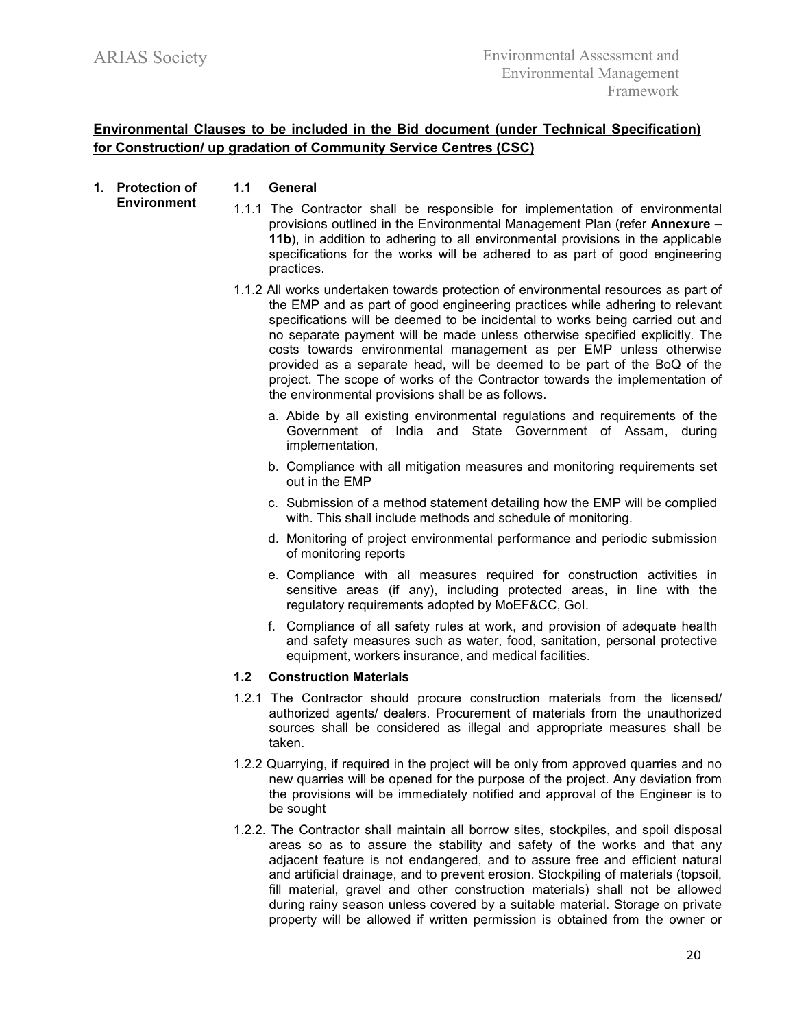**Environmental Clauses to be included in the Bid document (under Technical Specification) for Construction/ up gradation of Community Service Centres (CSC)**

## 1. Protection of Environment

### 1.1 General

1.1.1 The Contractor shall be responsible for implementation of environmental provisions outlined in the Environmental Management Plan (refer **Annexure – 11b**), in addition to adhering to all environmental provisions in the applicable specifications for the works will be adhered to as part of good engineering practices.

1.1.2 All works undertaken towards protection of environmental resources as part of the EMP and as part of good engineering practices while adhering to relevant specifications will be deemed to be incidental to works being carried out and no separate payment will be made unless otherwise specified explicitly. The costs towards environmental management as per EMP unless otherwise provided as a separate head, will be deemed to be part of the BoQ of the project. The scope of works of the Contractor towards the implementation of the environmental provisions shall be as follows.

a. Abide by all existing environmental regulations and requirements of the Government of India and State Government of Assam, during implementation,

b. Compliance with all mitigation measures and monitoring requirements set out in the EMP

c. Submission of a method statement detailing how the EMP will be complied with. This shall include methods and schedule of monitoring.

d. Monitoring of project environmental performance and periodic submission of monitoring reports

e. Compliance with all measures required for construction activities in sensitive areas (if any), including protected areas, in line with the regulatory requirements adopted by MoEF&CC, GoI.

f. Compliance of all safety rules at work, and provision of adequate health and safety measures such as water, food, sanitation, personal protective equipment, workers insurance, and medical facilities.

### 1.2 Construction Materials

1.2.1 The Contractor should procure construction materials from the licensed/ authorized agents/ dealers. Procurement of materials from the unauthorized sources shall be considered as illegal and appropriate measures shall be taken.

1.2.2 Quarrying, if required in the project will be only from approved quarries and no new quarries will be opened for the purpose of the project. Any deviation from the provisions will be immediately notified and approval of the Engineer is to be sought

1.2.2. The Contractor shall maintain all borrow sites, stockpiles, and spoil disposal areas so as to assure the stability and safety of the works and that any adjacent feature is not endangered, and to assure free and efficient natural and artificial drainage, and to prevent erosion. Stockpiling of materials (topsoil, fill material, gravel and other construction materials) shall not be allowed during rainy season unless covered by a suitable material. Storage on private property will be allowed if written permission is obtained from the owner or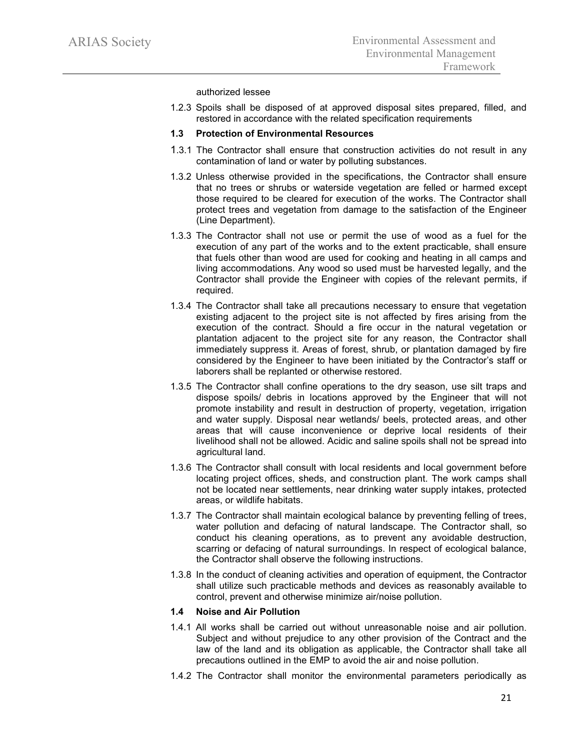authorized lessee

1.2.3 Spoils shall be disposed of at approved disposal sites prepared, filled, and restored in accordance with the related specification requirements

### 1.3 Protection of Environmental Resources

1.3.1 The Contractor shall ensure that construction activities do not result in any contamination of land or water by polluting substances.

1.3.2 Unless otherwise provided in the specifications, the Contractor shall ensure that no trees or shrubs or waterside vegetation are felled or harmed except those required to be cleared for execution of the works. The Contractor shall protect trees and vegetation from damage to the satisfaction of the Engineer (Line Department).

1.3.3 The Contractor shall not use or permit the use of wood as a fuel for the execution of any part of the works and to the extent practicable, shall ensure that fuels other than wood are used for cooking and heating in all camps and living accommodations. Any wood so used must be harvested legally, and the Contractor shall provide the Engineer with copies of the relevant permits, if required.

1.3.4 The Contractor shall take all precautions necessary to ensure that vegetation existing adjacent to the project site is not affected by fires arising from the execution of the contract. Should a fire occur in the natural vegetation or plantation adjacent to the project site for any reason, the Contractor shall immediately suppress it. Areas of forest, shrub, or plantation damaged by fire considered by the Engineer to have been initiated by the Contractor's staff or laborers shall be replanted or otherwise restored.

1.3.5 The Contractor shall confine operations to the dry season, use silt traps and dispose spoils/ debris in locations approved by the Engineer that will not promote instability and result in destruction of property, vegetation, irrigation and water supply. Disposal near wetlands/ beels, protected areas, and other areas that will cause inconvenience or deprive local residents of their livelihood shall not be allowed. Acidic and saline spoils shall not be spread into agricultural land.

1.3.6 The Contractor shall consult with local residents and local government before locating project offices, sheds, and construction plant. The work camps shall not be located near settlements, near drinking water supply intakes, protected areas, or wildlife habitats.

1.3.7 The Contractor shall maintain ecological balance by preventing felling of trees, water pollution and defacing of natural landscape. The Contractor shall, so conduct his cleaning operations, as to prevent any avoidable destruction, scarring or defacing of natural surroundings. In respect of ecological balance, the Contractor shall observe the following instructions.

1.3.8 In the conduct of cleaning activities and operation of equipment, the Contractor shall utilize such practicable methods and devices as reasonably available to control, prevent and otherwise minimize air/noise pollution.

### 1.4 Noise and Air Pollution

1.4.1 All works shall be carried out without unreasonable noise and air pollution. Subject and without prejudice to any other provision of the Contract and the law of the land and its obligation as applicable, the Contractor shall take all precautions outlined in the EMP to avoid the air and noise pollution.

1.4.2 The Contractor shall monitor the environmental parameters periodically as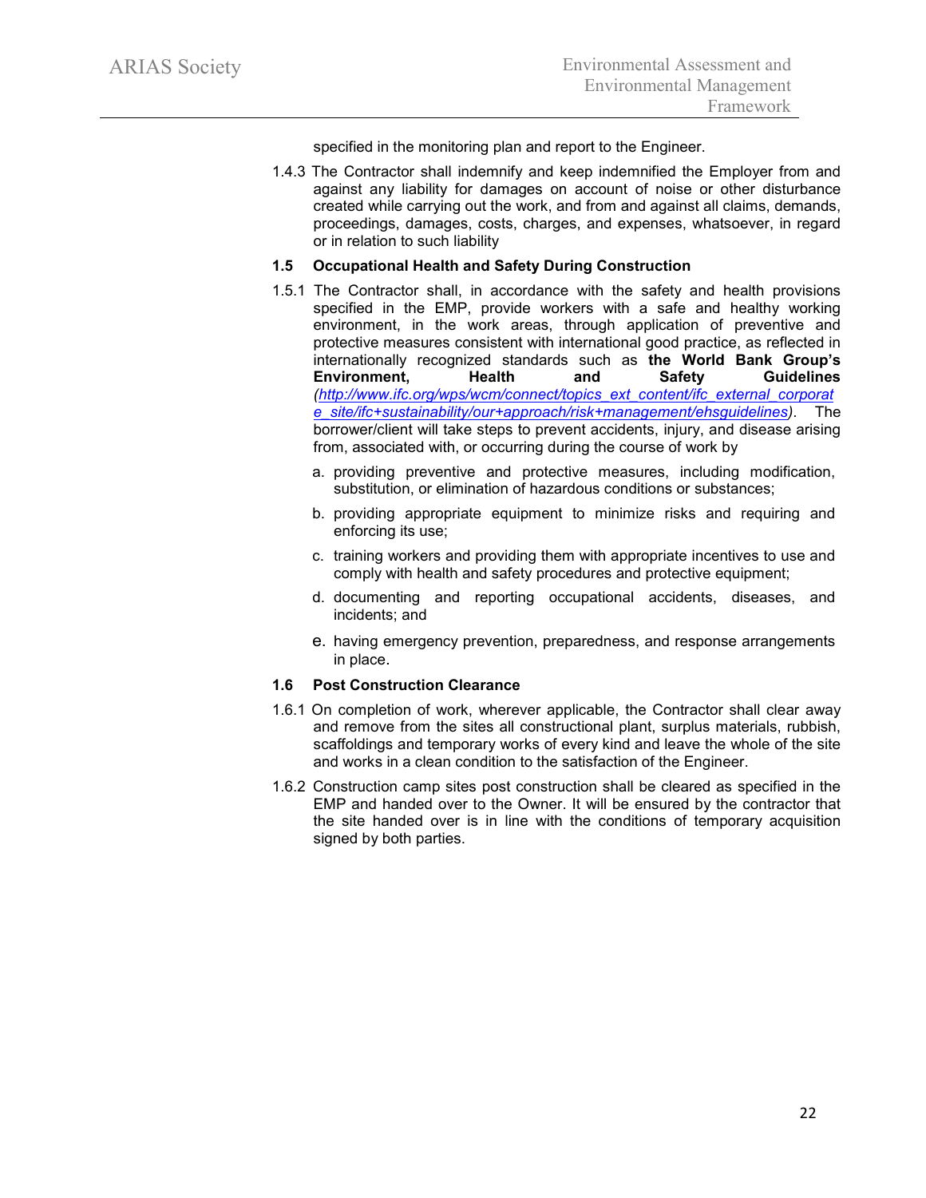specified in the monitoring plan and report to the Engineer.

1.4.3 The Contractor shall indemnify and keep indemnified the Employer from and against any liability for damages on account of noise or other disturbance created while carrying out the work, and from and against all claims, demands, proceedings, damages, costs, charges, and expenses, whatsoever, in regard or in relation to such liability

### 1.5 Occupational Health and Safety During Construction

1.5.1 The Contractor shall, in accordance with the safety and health provisions specified in the EMP, provide workers with a safe and healthy working environment, in the work areas, through application of preventive and protective measures consistent with international good practice, as reflected in internationally recognized standards such as **the World Bank Group's Environment, Health and Safety Guidelines** *(http://www.ifc.org/wps/wcm/connect/topics_ext_content/ifc_external_corporate_site/ifc+sustainability/our+approach/risk+management/ehsguidelines)*. The borrower/client will take steps to prevent accidents, injury, and disease arising from, associated with, or occurring during the course of work by

a. providing preventive and protective measures, including modification, substitution, or elimination of hazardous conditions or substances;

b. providing appropriate equipment to minimize risks and requiring and enforcing its use;

c. training workers and providing them with appropriate incentives to use and comply with health and safety procedures and protective equipment;

d. documenting and reporting occupational accidents, diseases, and incidents; and

e. having emergency prevention, preparedness, and response arrangements in place.

### 1.6 Post Construction Clearance

1.6.1 On completion of work, wherever applicable, the Contractor shall clear away and remove from the sites all constructional plant, surplus materials, rubbish, scaffoldings and temporary works of every kind and leave the whole of the site and works in a clean condition to the satisfaction of the Engineer.

1.6.2 Construction camp sites post construction shall be cleared as specified in the EMP and handed over to the Owner. It will be ensured by the contractor that the site handed over is in line with the conditions of temporary acquisition signed by both parties.